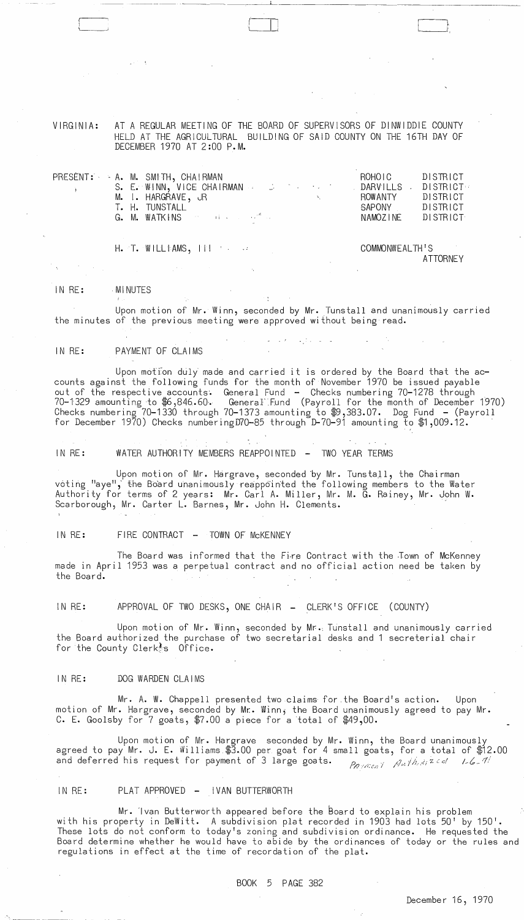VIRGINIA: AT A REGULAR MEETING OF THE BOARD OF SUPERVISORS OF DINWIDDIE COUNTY HELD AT THE AGRICULTURAL BUILDING OF SAID COUNTY ON THE 16TH DAY OF DECEMBER 1970 AT 2:00 P.M.

| PRESENT: | | |
|---|---|---|
| | A. M. SMITH, CHAIRMAN | ROHOIC DISTRICT |
| | S. E. WINN, VICE CHAIRMAN | DARVILLS DISTRICT |
| | M. I. HARGRAVE, JR | ROWANTY DISTRICT |
| | T. H. TUNSTALL | SAPONY DISTRICT |
| | G. M. WATKINS | NAMOZINE DISTRICT |
| | H. T. WILLIAMS, III | COMMONWEALTH'S ATTORNEY |

IN RE: MINUTES

Upon motion of Mr. Winn, seconded by Mr. Tunstall and unanimously carried the minutes of the previous meeting were approved without being read.

IN RE: PAYMENT OF CLAIMS

Upon motion duly made and carried it is ordered by the Board that the accounts against the following funds for the month of November 1970 be issued payable out of the respective accounts. General Fund - Checks numbering 70-1278 through 70-1329 amounting to $6,846.60. General Fund (Payroll for the month of December 1970) Checks numbering 70-1330 through 70-1373 amounting to $9,383.07. Dog Fund - (Payroll for December 1970) Checks numbering D70-85 through D-70-91 amounting to $1,009.12.

IN RE: WATER AUTHORITY MEMBERS REAPPOINTED - TWO YEAR TERMS

Upon motion of Mr. Hargrave, seconded by Mr. Tunstall, the Chairman voting "aye", the Board unanimously reappointed the following members to the Water Authority for terms of 2 years: Mr. Carl A. Miller, Mr. M. G. Rainey, Mr. John W. Scarborough, Mr. Carter L. Barnes, Mr. John H. Clements.

IN RE: FIRE CONTRACT - TOWN OF McKENNEY

The Board was informed that the Fire Contract with the Town of McKenney made in April 1953 was a perpetual contract and no official action need be taken by the Board.

IN RE: APPROVAL OF TWO DESKS, ONE CHAIR - CLERK'S OFFICE (COUNTY)

Upon motion of Mr. Winn, seconded by Mr. Tunstall and unanimously carried the Board authorized the purchase of two secretarial desks and 1 secreterial chair for the County Clerk's Office.

IN RE: DOG WARDEN CLAIMS

Mr. A. W. Chappell presented two claims for the Board's action. Upon motion of Mr. Hargrave, seconded by Mr. Winn, the Board unanimously agreed to pay Mr. C. E. Goolsby for 7 goats, $7.00 a piece for a total of $49,00.

Upon motion of Mr. Hargrave seconded by Mr. Winn, the Board unanimously agreed to pay Mr. J. E. Williams $3.00 per goat for 4 small goats, for a total of $12.00 and deferred his request for payment of 3 large goats. *Payment Authorized 1-6-71*

IN RE: PLAT APPROVED - IVAN BUTTERWORTH

Mr. Ivan Butterworth appeared before the Board to explain his problem with his property in DeWitt. A subdivision plat recorded in 1903 had lots 50' by 150'. These lots do not conform to today's zoning and subdivision ordinance. He requested the Board determine whether he would have to abide by the ordinances of today or the rules and regulations in effect at the time of recordation of the plat.

BOOK 5 PAGE 382

December 16, 1970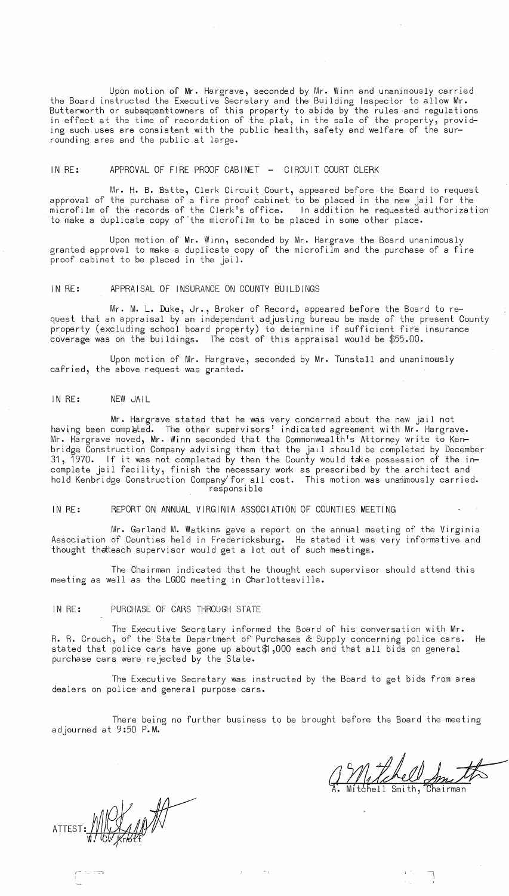Upon motion of Mr. Hargrave, seconded by Mr. Winn and unanimously carried the Board instructed the Executive Secretary and the Building Inspector to allow Mr. Butterworth or subsequent owners of this property to abide by the rules and regulations in effect at the time of recordation of the plat, in the sale of the property, providing such uses are consistent with the public health, safety and welfare of the surrounding area and the public at large.

IN RE: APPROVAL OF FIRE PROOF CABINET - CIRCUIT COURT CLERK

Mr. H. B. Batte, Clerk Circuit Court, appeared before the Board to request approval of the purchase of a fire proof cabinet to be placed in the new jail for the microfilm of the records of the Clerk's office. In addition he requested authorization to make a duplicate copy of the microfilm to be placed in some other place.

Upon motion of Mr. Winn, seconded by Mr. Hargrave the Board unanimously granted approval to make a duplicate copy of the microfilm and the purchase of a fire proof cabinet to be placed in the jail.

IN RE: APPRAISAL OF INSURANCE ON COUNTY BUILDINGS

Mr. M. L. Duke, Jr., Broker of Record, appeared before the Board to request that an appraisal by an independant adjusting bureau be made of the present County property (excluding school board property) to determine if sufficient fire insurance coverage was on the buildings. The cost of this appraisal would be $55.00.

Upon motion of Mr. Hargrave, seconded by Mr. Tunstall and unanimously carried, the above request was granted.

IN RE: NEW JAIL

Mr. Hargrave stated that he was very concerned about the new jail not having been completed. The other supervisors' indicated agreement with Mr. Hargrave. Mr. Hargrave moved, Mr. Winn seconded that the Commonwealth's Attorney write to Kenbridge Construction Company advising them that the jail should be completed by December 31, 1970. If it was not completed by then the County would take possession of the incomplete jail facility, finish the necessary work as prescribed by the architect and hold Kenbridge Construction Company responsible for all cost. This motion was unanimously carried.

IN RE: REPORT ON ANNUAL VIRGINIA ASSOCIATION OF COUNTIES MEETING

Mr. Garland M. Watkins gave a report on the annual meeting of the Virginia Association of Counties held in Fredericksburg. He stated it was very informative and thought that each supervisor would get a lot out of such meetings.

The Chairman indicated that he thought each supervisor should attend this meeting as well as the LGOC meeting in Charlottesville.

IN RE: PURCHASE OF CARS THROUGH STATE

The Executive Secretary informed the Board of his conversation with Mr. R. R. Crouch, of the State Department of Purchases & Supply concerning police cars. He stated that police cars have gone up about $1,000 each and that all bids on general purchase cars were rejected by the State.

The Executive Secretary was instructed by the Board to get bids from area dealers on police and general purpose cars.

There being no further business to be brought before the Board the meeting adjourned at 9:50 P.M.

A. Mitchell Smith, Chairman

ATTEST: W. C. Knott